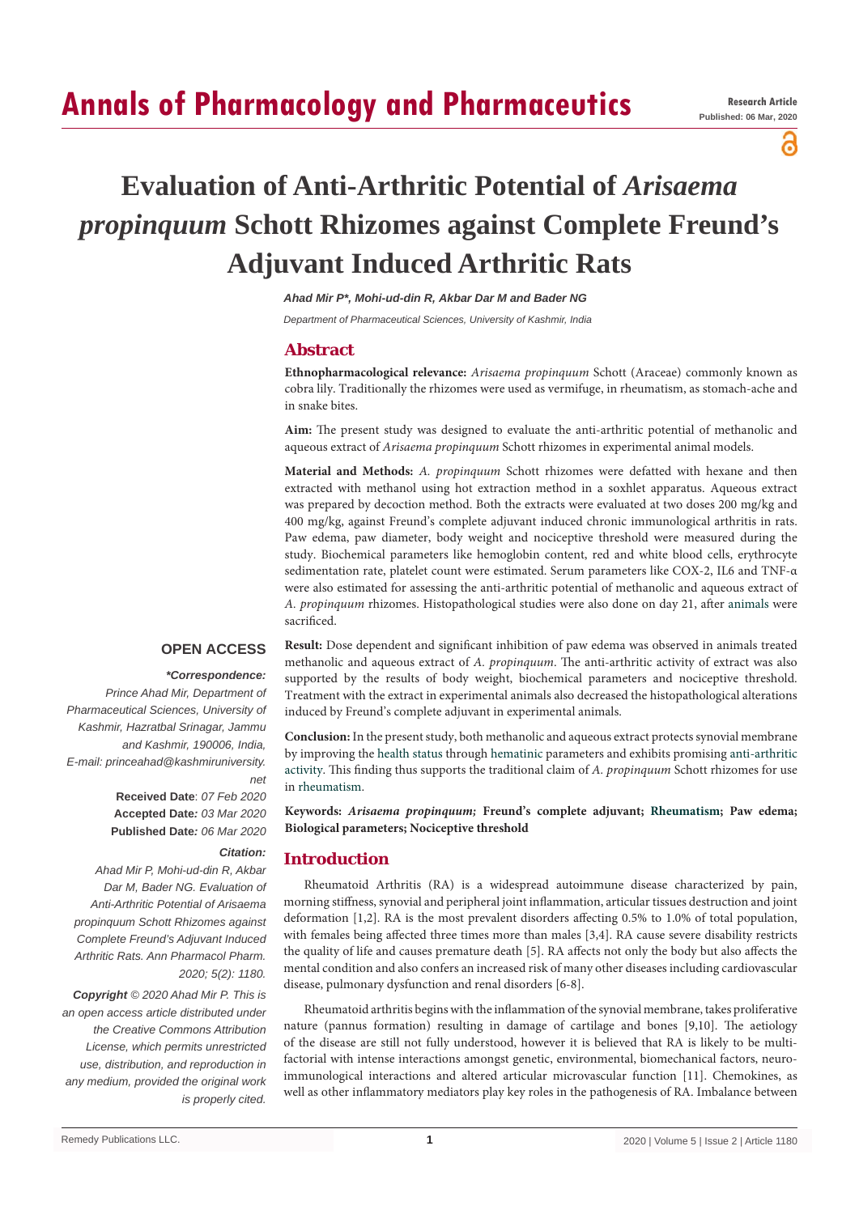# Evaluation of Anti-Arthritic Potential of *Arisaema propinquum* Schott Rhizomes against Complete Freund's Adjuvant Induced Arthritic Rats

***Ahad Mir P\*, Mohi-ud-din R, Akbar Dar M and Bader NG***

*Department of Pharmaceutical Sciences, University of Kashmir, India*

Research Article
Published: 06 Mar, 2020

## Abstract

**Ethnopharmacological relevance:** *Arisaema propinquum* Schott (Araceae) commonly known as cobra lily. Traditionally the rhizomes were used as vermifuge, in rheumatism, as stomach-ache and in snake bites.

**Aim:** The present study was designed to evaluate the anti-arthritic potential of methanolic and aqueous extract of *Arisaema propinquum* Schott rhizomes in experimental animal models.

**Material and Methods:** *A. propinquum* Schott rhizomes were defatted with hexane and then extracted with methanol using hot extraction method in a soxhlet apparatus. Aqueous extract was prepared by decoction method. Both the extracts were evaluated at two doses 200 mg/kg and 400 mg/kg, against Freund's complete adjuvant induced chronic immunological arthritis in rats. Paw edema, paw diameter, body weight and nociceptive threshold were measured during the study. Biochemical parameters like hemoglobin content, red and white blood cells, erythrocyte sedimentation rate, platelet count were estimated. Serum parameters like COX-2, IL6 and TNF-α were also estimated for assessing the anti-arthritic potential of methanolic and aqueous extract of *A. propinquum* rhizomes. Histopathological studies were also done on day 21, after animals were sacrificed.

**Result:** Dose dependent and significant inhibition of paw edema was observed in animals treated methanolic and aqueous extract of *A. propinquum*. The anti-arthritic activity of extract was also supported by the results of body weight, biochemical parameters and nociceptive threshold. Treatment with the extract in experimental animals also decreased the histopathological alterations induced by Freund's complete adjuvant in experimental animals.

**Conclusion:** In the present study, both methanolic and aqueous extract protects synovial membrane by improving the health status through hematinic parameters and exhibits promising anti-arthritic activity. This finding thus supports the traditional claim of *A. propinquum* Schott rhizomes for use in rheumatism.

**Keywords:** ***Arisaema propinquum*; Freund's complete adjuvant; Rheumatism; Paw edema; Biological parameters; Nociceptive threshold**

**OPEN ACCESS**

***\*Correspondence:***

*Prince Ahad Mir, Department of Pharmaceutical Sciences, University of Kashmir, Hazratbal Srinagar, Jammu and Kashmir, 190006, India,*
*E-mail: princeahad@kashmiruniversity.net*

**Received Date**: *07 Feb 2020*
**Accepted Date***: 03 Mar 2020*
**Published Date***: 06 Mar 2020*

***Citation:***

*Ahad Mir P, Mohi-ud-din R, Akbar Dar M, Bader NG. Evaluation of Anti-Arthritic Potential of Arisaema propinquum Schott Rhizomes against Complete Freund's Adjuvant Induced Arthritic Rats. Ann Pharmacol Pharm. 2020; 5(2): 1180.*

***Copyright** © 2020 Ahad Mir P. This is an open access article distributed under the Creative Commons Attribution License, which permits unrestricted use, distribution, and reproduction in any medium, provided the original work is properly cited.*

## Introduction

Rheumatoid Arthritis (RA) is a widespread autoimmune disease characterized by pain, morning stiffness, synovial and peripheral joint inflammation, articular tissues destruction and joint deformation [1,2]. RA is the most prevalent disorders affecting 0.5% to 1.0% of total population, with females being affected three times more than males [3,4]. RA cause severe disability restricts the quality of life and causes premature death [5]. RA affects not only the body but also affects the mental condition and also confers an increased risk of many other diseases including cardiovascular disease, pulmonary dysfunction and renal disorders [6-8].

Rheumatoid arthritis begins with the inflammation of the synovial membrane, takes proliferative nature (pannus formation) resulting in damage of cartilage and bones [9,10]. The aetiology of the disease are still not fully understood, however it is believed that RA is likely to be multi-factorial with intense interactions amongst genetic, environmental, biomechanical factors, neuro-immunological interactions and altered articular microvascular function [11]. Chemokines, as well as other inflammatory mediators play key roles in the pathogenesis of RA. Imbalance between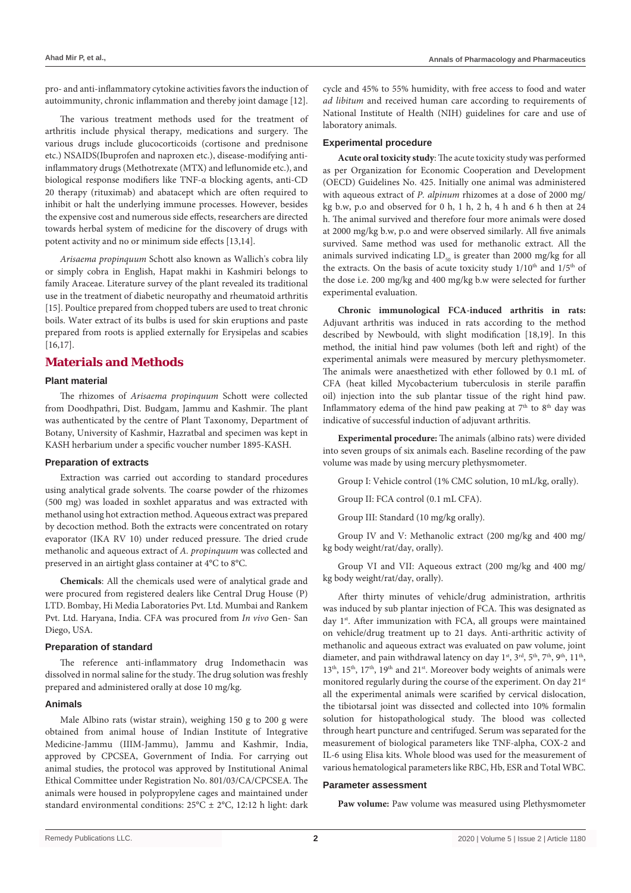pro- and anti-inflammatory cytokine activities favors the induction of autoimmunity, chronic inflammation and thereby joint damage [12].

The various treatment methods used for the treatment of arthritis include physical therapy, medications and surgery. The various drugs include glucocorticoids (cortisone and prednisone etc.) NSAIDS(Ibuprofen and naproxen etc.), disease-modifying anti-inflammatory drugs (Methotrexate (MTX) and leflunomide etc.), and biological response modifiers like TNF-α blocking agents, anti-CD 20 therapy (rituximab) and abatacept which are often required to inhibit or halt the underlying immune processes. However, besides the expensive cost and numerous side effects, researchers are directed towards herbal system of medicine for the discovery of drugs with potent activity and no or minimum side effects [13,14].

*Arisaema propinquum* Schott also known as Wallich's cobra lily or simply cobra in English, Hapat makhi in Kashmiri belongs to family Araceae. Literature survey of the plant revealed its traditional use in the treatment of diabetic neuropathy and rheumatoid arthritis [15]. Poultice prepared from chopped tubers are used to treat chronic boils. Water extract of its bulbs is used for skin eruptions and paste prepared from roots is applied externally for Erysipelas and scabies [16,17].

## Materials and Methods

### Plant material

The rhizomes of *Arisaema propinquum* Schott were collected from Doodhpathri, Dist. Budgam, Jammu and Kashmir. The plant was authenticated by the centre of Plant Taxonomy, Department of Botany, University of Kashmir, Hazratbal and specimen was kept in KASH herbarium under a specific voucher number 1895-KASH.

### Preparation of extracts

Extraction was carried out according to standard procedures using analytical grade solvents. The coarse powder of the rhizomes (500 mg) was loaded in soxhlet apparatus and was extracted with methanol using hot extraction method. Aqueous extract was prepared by decoction method. Both the extracts were concentrated on rotary evaporator (IKA RV 10) under reduced pressure. The dried crude methanolic and aqueous extract of *A. propinquum* was collected and preserved in an airtight glass container at 4°C to 8°C.

**Chemicals**: All the chemicals used were of analytical grade and were procured from registered dealers like Central Drug House (P) LTD. Bombay, Hi Media Laboratories Pvt. Ltd. Mumbai and Rankem Pvt. Ltd. Haryana, India. CFA was procured from *In vivo* Gen- San Diego, USA.

### Preparation of standard

The reference anti-inflammatory drug Indomethacin was dissolved in normal saline for the study. The drug solution was freshly prepared and administered orally at dose 10 mg/kg.

### Animals

Male Albino rats (wistar strain), weighing 150 g to 200 g were obtained from animal house of Indian Institute of Integrative Medicine-Jammu (IIIM-Jammu), Jammu and Kashmir, India, approved by CPCSEA, Government of India. For carrying out animal studies, the protocol was approved by Institutional Animal Ethical Committee under Registration No. 801/03/CA/CPCSEA. The animals were housed in polypropylene cages and maintained under standard environmental conditions: 25°C ± 2°C, 12:12 h light: dark cycle and 45% to 55% humidity, with free access to food and water *ad libitum* and received human care according to requirements of National Institute of Health (NIH) guidelines for care and use of laboratory animals.

### Experimental procedure

**Acute oral toxicity study**: The acute toxicity study was performed as per Organization for Economic Cooperation and Development (OECD) Guidelines No. 425. Initially one animal was administered with aqueous extract of *P. alpinum* rhizomes at a dose of 2000 mg/kg b.w, p.o and observed for 0 h, 1 h, 2 h, 4 h and 6 h then at 24 h. The animal survived and therefore four more animals were dosed at 2000 mg/kg b.w, p.o and were observed similarly. All five animals survived. Same method was used for methanolic extract. All the animals survived indicating $LD_{50}$ is greater than 2000 mg/kg for all the extracts. On the basis of acute toxicity study 1/10th and 1/5th of the dose i.e. 200 mg/kg and 400 mg/kg b.w were selected for further experimental evaluation.

**Chronic immunological FCA-induced arthritis in rats:** Adjuvant arthritis was induced in rats according to the method described by Newbould, with slight modification [18,19]. In this method, the initial hind paw volumes (both left and right) of the experimental animals were measured by mercury plethysmometer. The animals were anaesthetized with ether followed by 0.1 mL of CFA (heat killed Mycobacterium tuberculosis in sterile paraffin oil) injection into the sub plantar tissue of the right hind paw. Inflammatory edema of the hind paw peaking at 7th to 8th day was indicative of successful induction of adjuvant arthritis.

**Experimental procedure:** The animals (albino rats) were divided into seven groups of six animals each. Baseline recording of the paw volume was made by using mercury plethysmometer.

Group I: Vehicle control (1% CMC solution, 10 mL/kg, orally).

Group II: FCA control (0.1 mL CFA).

Group III: Standard (10 mg/kg orally).

Group IV and V: Methanolic extract (200 mg/kg and 400 mg/kg body weight/rat/day, orally).

Group VI and VII: Aqueous extract (200 mg/kg and 400 mg/kg body weight/rat/day, orally).

After thirty minutes of vehicle/drug administration, arthritis was induced by sub plantar injection of FCA. This was designated as day 1st. After immunization with FCA, all groups were maintained on vehicle/drug treatment up to 21 days. Anti-arthritic activity of methanolic and aqueous extract was evaluated on paw volume, joint diameter, and pain withdrawal latency on day 1st, 3rd, 5th, 7th, 9th, 11th, 13th, 15th, 17th, 19th and 21st. Moreover body weights of animals were monitored regularly during the course of the experiment. On day 21st all the experimental animals were scarified by cervical dislocation, the tibiotarsal joint was dissected and collected into 10% formalin solution for histopathological study. The blood was collected through heart puncture and centrifuged. Serum was separated for the measurement of biological parameters like TNF-alpha, COX-2 and IL-6 using Elisa kits. Whole blood was used for the measurement of various hematological parameters like RBC, Hb, ESR and Total WBC.

### Parameter assessment

**Paw volume:** Paw volume was measured using Plethysmometer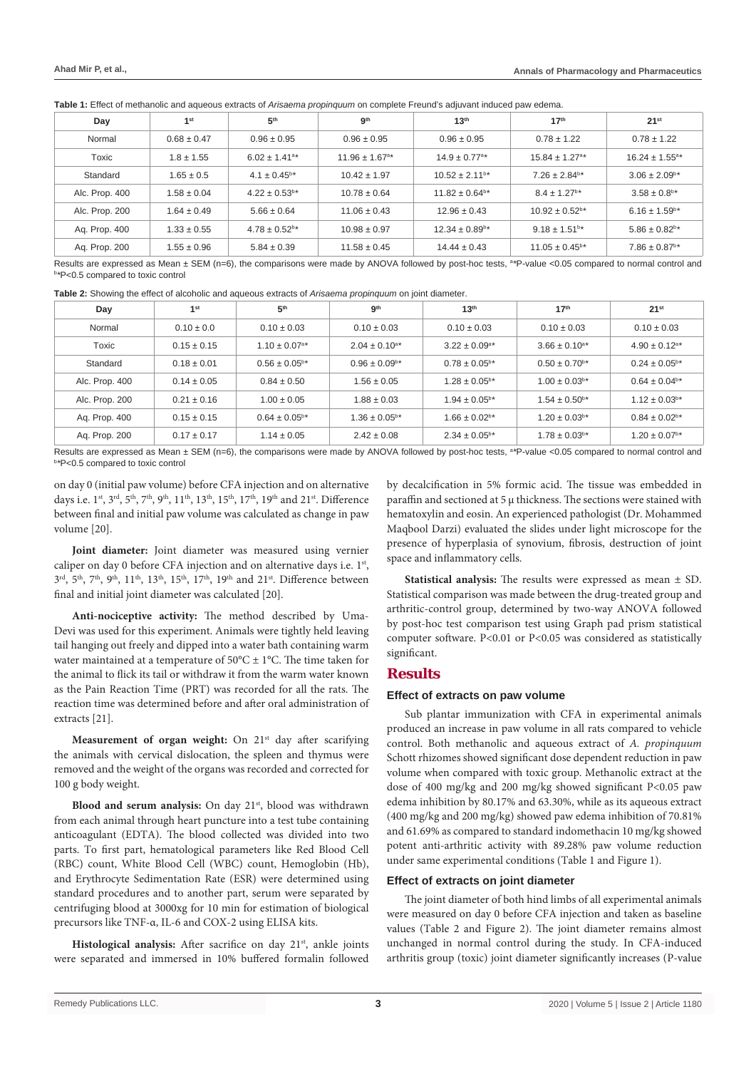**Table 1:** Effect of methanolic and aqueous extracts of *Arisaema propinquum* on complete Freund's adjuvant induced paw edema.

| Day | 1st | 5th | 9th | 13th | 17th | 21st |
|---|---|---|---|---|---|---|
| Normal | 0.68 ± 0.47 | 0.96 ± 0.95 | 0.96 ± 0.95 | 0.96 ± 0.95 | 0.78 ± 1.22 | 0.78 ± 1.22 |
| Toxic | 1.8 ± 1.55 | 6.02 ± 1.41[a*] | 11.96 ± 1.67[a*] | 14.9 ± 0.77[a*] | 15.84 ± 1.27[a*] | 16.24 ± 1.55[a*] |
| Standard | 1.65 ± 0.5 | 4.1 ± 0.45[b*] | 10.42 ± 1.97 | 10.52 ± 2.11[b*] | 7.26 ± 2.84[b*] | 3.06 ± 2.09[b*] |
| Alc. Prop. 400 | 1.58 ± 0.04 | 4.22 ± 0.53[b*] | 10.78 ± 0.64 | 11.82 ± 0.64[b*] | 8.4 ± 1.27[b*] | 3.58 ± 0.8[b*] |
| Alc. Prop. 200 | 1.64 ± 0.49 | 5.66 ± 0.64 | 11.06 ± 0.43 | 12.96 ± 0.43 | 10.92 ± 0.52[b*] | 6.16 ± 1.59[b*] |
| Aq. Prop. 400 | 1.33 ± 0.55 | 4.78 ± 0.52[b*] | 10.98 ± 0.97 | 12.34 ± 0.89[b*] | 9.18 ± 1.51[b*] | 5.86 ± 0.82[b*] |
| Aq. Prop. 200 | 1.55 ± 0.96 | 5.84 ± 0.39 | 11.58 ± 0.45 | 14.44 ± 0.43 | 11.05 ± 0.45[b*] | 7.86 ± 0.87[b*] |

Results are expressed as Mean ± SEM (n=6), the comparisons were made by ANOVA followed by post-hoc tests, [a*]P-value <0.05 compared to normal control and [b*]P<0.5 compared to toxic control

**Table 2:** Showing the effect of alcoholic and aqueous extracts of *Arisaema propinquum* on joint diameter.

| Day | 1st | 5th | 9th | 13th | 17th | 21st |
|---|---|---|---|---|---|---|
| Normal | 0.10 ± 0.0 | 0.10 ± 0.03 | 0.10 ± 0.03 | 0.10 ± 0.03 | 0.10 ± 0.03 | 0.10 ± 0.03 |
| Toxic | 0.15 ± 0.15 | 1.10 ± 0.07[a*] | 2.04 ± 0.10[a*] | 3.22 ± 0.09[a*] | 3.66 ± 0.10[a*] | 4.90 ± 0.12[a*] |
| Standard | 0.18 ± 0.01 | 0.56 ± 0.05[b*] | 0.96 ± 0.09[b*] | 0.78 ± 0.05[b*] | 0.50 ± 0.70[b*] | 0.24 ± 0.05[b*] |
| Alc. Prop. 400 | 0.14 ± 0.05 | 0.84 ± 0.50 | 1.56 ± 0.05 | 1.28 ± 0.05[b*] | 1.00 ± 0.03[b*] | 0.64 ± 0.04[b*] |
| Alc. Prop. 200 | 0.21 ± 0.16 | 1.00 ± 0.05 | 1.88 ± 0.03 | 1.94 ± 0.05[b*] | 1.54 ± 0.50[b*] | 1.12 ± 0.03[b*] |
| Aq. Prop. 400 | 0.15 ± 0.15 | 0.64 ± 0.05[b*] | 1.36 ± 0.05[b*] | 1.66 ± 0.02[b*] | 1.20 ± 0.03[b*] | 0.84 ± 0.02[b*] |
| Aq. Prop. 200 | 0.17 ± 0.17 | 1.14 ± 0.05 | 2.42 ± 0.08 | 2.34 ± 0.05[b*] | 1.78 ± 0.03[b*] | 1.20 ± 0.07[b*] |

Results are expressed as Mean ± SEM (n=6), the comparisons were made by ANOVA followed by post-hoc tests, [a*]P-value <0.05 compared to normal control and [b*]P<0.5 compared to toxic control

on day 0 (initial paw volume) before CFA injection and on alternative days i.e. 1st, 3rd, 5th, 7th, 9th, 11th, 13th, 15th, 17th, 19th and 21st. Difference between final and initial paw volume was calculated as change in paw volume [20].

**Joint diameter:** Joint diameter was measured using vernier caliper on day 0 before CFA injection and on alternative days i.e. 1st, 3rd, 5th, 7th, 9th, 11th, 13th, 15th, 17th, 19th and 21st. Difference between final and initial joint diameter was calculated [20].

**Anti-nociceptive activity:** The method described by Uma-Devi was used for this experiment. Animals were tightly held leaving tail hanging out freely and dipped into a water bath containing warm water maintained at a temperature of 50°C ± 1°C. The time taken for the animal to flick its tail or withdraw it from the warm water known as the Pain Reaction Time (PRT) was recorded for all the rats. The reaction time was determined before and after oral administration of extracts [21].

**Measurement of organ weight:** On 21st day after scarifying the animals with cervical dislocation, the spleen and thymus were removed and the weight of the organs was recorded and corrected for 100 g body weight.

**Blood and serum analysis:** On day 21st, blood was withdrawn from each animal through heart puncture into a test tube containing anticoagulant (EDTA). The blood collected was divided into two parts. To first part, hematological parameters like Red Blood Cell (RBC) count, White Blood Cell (WBC) count, Hemoglobin (Hb), and Erythrocyte Sedimentation Rate (ESR) were determined using standard procedures and to another part, serum were separated by centrifuging blood at 3000xg for 10 min for estimation of biological precursors like TNF-α, IL-6 and COX-2 using ELISA kits.

**Histological analysis:** After sacrifice on day 21st, ankle joints were separated and immersed in 10% buffered formalin followed by decalcification in 5% formic acid. The tissue was embedded in paraffin and sectioned at 5 μ thickness. The sections were stained with hematoxylin and eosin. An experienced pathologist (Dr. Mohammed Maqbool Darzi) evaluated the slides under light microscope for the presence of hyperplasia of synovium, fibrosis, destruction of joint space and inflammatory cells.

**Statistical analysis:** The results were expressed as mean ± SD. Statistical comparison was made between the drug-treated group and arthritic-control group, determined by two-way ANOVA followed by post-hoc test comparison test using Graph pad prism statistical computer software. P<0.01 or P<0.05 was considered as statistically significant.

## Results

### Effect of extracts on paw volume

Sub plantar immunization with CFA in experimental animals produced an increase in paw volume in all rats compared to vehicle control. Both methanolic and aqueous extract of *A. propinquum* Schott rhizomes showed significant dose dependent reduction in paw volume when compared with toxic group. Methanolic extract at the dose of 400 mg/kg and 200 mg/kg showed significant P<0.05 paw edema inhibition by 80.17% and 63.30%, while as its aqueous extract (400 mg/kg and 200 mg/kg) showed paw edema inhibition of 70.81% and 61.69% as compared to standard indomethacin 10 mg/kg showed potent anti-arthritic activity with 89.28% paw volume reduction under same experimental conditions (Table 1 and Figure 1).

### Effect of extracts on joint diameter

The joint diameter of both hind limbs of all experimental animals were measured on day 0 before CFA injection and taken as baseline values (Table 2 and Figure 2). The joint diameter remains almost unchanged in normal control during the study. In CFA-induced arthritis group (toxic) joint diameter significantly increases (P-value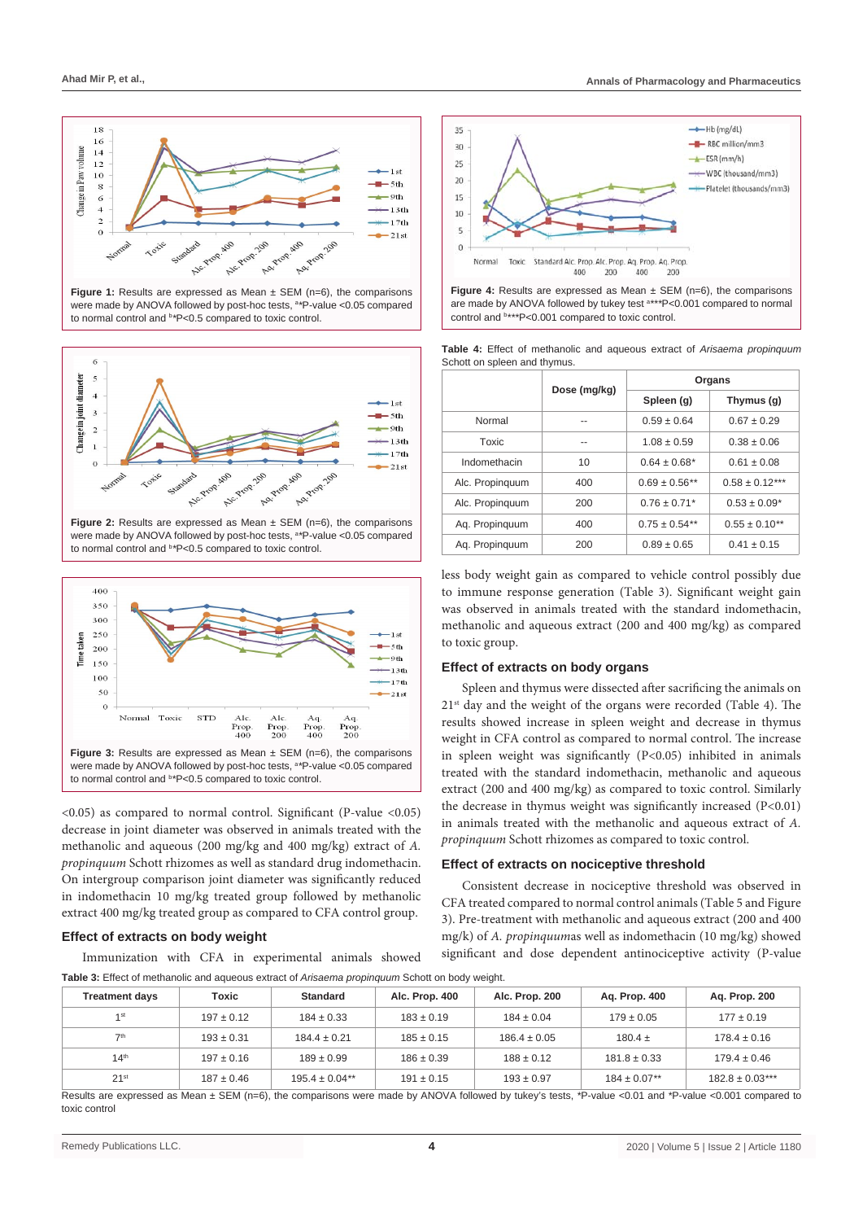Figure 1: Results are expressed as Mean ± SEM (n=6), the comparisons were made by ANOVA followed by post-hoc tests, a*P-value <0.05 compared to normal control and b*P<0.5 compared to toxic control.

Figure 2: Results are expressed as Mean ± SEM (n=6), the comparisons were made by ANOVA followed by post-hoc tests, a*P-value <0.05 compared to normal control and b*P<0.5 compared to toxic control.

Figure 3: Results are expressed as Mean ± SEM (n=6), the comparisons were made by ANOVA followed by post-hoc tests, a*P-value <0.05 compared to normal control and b*P<0.5 compared to toxic control.

<0.05) as compared to normal control. Significant (P-value <0.05) decrease in joint diameter was observed in animals treated with the methanolic and aqueous (200 mg/kg and 400 mg/kg) extract of *A. propinquum* Schott rhizomes as well as standard drug indomethacin. On intergroup comparison joint diameter was significantly reduced in indomethacin 10 mg/kg treated group followed by methanolic extract 400 mg/kg treated group as compared to CFA control group.

### Effect of extracts on body weight

Immunization with CFA in experimental animals showed less body weight gain as compared to vehicle control possibly due to immune response generation (Table 3). Significant weight gain was observed in animals treated with the standard indomethacin, methanolic and aqueous extract (200 and 400 mg/kg) as compared to toxic group.

Figure 4: Results are expressed as Mean ± SEM (n=6), the comparisons are made by ANOVA followed by tukey test a***P<0.001 compared to normal control and b***P<0.001 compared to toxic control.

**Table 4:** Effect of methanolic and aqueous extract of *Arisaema propinquum* Schott on spleen and thymus.

| | Dose (mg/kg) | Organs | |
|---|---|---|---|
| | | Spleen (g) | Thymus (g) |
| Normal | -- | 0.59 ± 0.64 | 0.67 ± 0.29 |
| Toxic | -- | 1.08 ± 0.59 | 0.38 ± 0.06 |
| Indomethacin | 10 | 0.64 ± 0.68* | 0.61 ± 0.08 |
| Alc. Propinquum | 400 | 0.69 ± 0.56** | 0.58 ± 0.12*** |
| Alc. Propinquum | 200 | 0.76 ± 0.71* | 0.53 ± 0.09* |
| Aq. Propinquum | 400 | 0.75 ± 0.54** | 0.55 ± 0.10** |
| Aq. Propinquum | 200 | 0.89 ± 0.65 | 0.41 ± 0.15 |

### Effect of extracts on body organs

Spleen and thymus were dissected after sacrificing the animals on 21st day and the weight of the organs were recorded (Table 4). The results showed increase in spleen weight and decrease in thymus weight in CFA control as compared to normal control. The increase in spleen weight was significantly (P<0.05) inhibited in animals treated with the standard indomethacin, methanolic and aqueous extract (200 and 400 mg/kg) as compared to toxic control. Similarly the decrease in thymus weight was significantly increased (P<0.01) in animals treated with the methanolic and aqueous extract of *A. propinquum* Schott rhizomes as compared to toxic control.

### Effect of extracts on nociceptive threshold

Consistent decrease in nociceptive threshold was observed in CFA treated compared to normal control animals (Table 5 and Figure 3). Pre-treatment with methanolic and aqueous extract (200 and 400 mg/kg) of *A. propinquum*as well as indomethacin (10 mg/kg) showed significant and dose dependent antinociceptive activity (P-value

**Table 3:** Effect of methanolic and aqueous extract of *Arisaema propinquum* Schott on body weight.

| Treatment days | Toxic | Standard | Alc. Prop. 400 | Alc. Prop. 200 | Aq. Prop. 400 | Aq. Prop. 200 |
|---|---|---|---|---|---|---|
| 1st | 197 ± 0.12 | 184 ± 0.33 | 183 ± 0.19 | 184 ± 0.04 | 179 ± 0.05 | 177 ± 0.19 |
| 7th | 193 ± 0.31 | 184.4 ± 0.21 | 185 ± 0.15 | 186.4 ± 0.05 | 180.4 ± | 178.4 ± 0.16 |
| 14th | 197 ± 0.16 | 189 ± 0.99 | 186 ± 0.39 | 188 ± 0.12 | 181.8 ± 0.33 | 179.4 ± 0.46 |
| 21st | 187 ± 0.46 | 195.4 ± 0.04** | 191 ± 0.15 | 193 ± 0.97 | 184 ± 0.07** | 182.8 ± 0.03*** |

Results are expressed as Mean ± SEM (n=6), the comparisons were made by ANOVA followed by tukey's tests, *P-value <0.01 and *P-value <0.001 compared to toxic control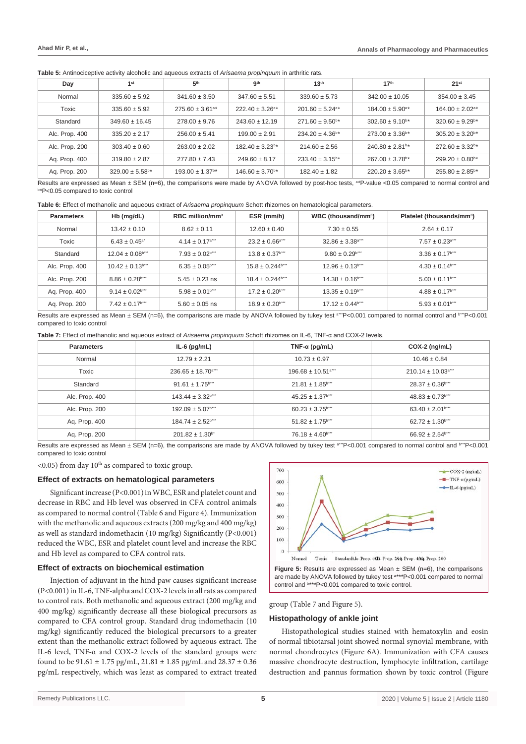**Table 5:** Antinociceptive activity alcoholic and aqueous extracts of *Arisaema propinquum* in arthritic rats.

| Day | 1st | 5th | 9th | 13th | 17th | 21st |
|---|---|---|---|---|---|---|
| Normal | 335.60 ± 5.92 | 341.60 ± 3.50 | 347.60 ± 5.51 | 339.60 ± 5.73 | 342.00 ± 10.05 | 354.00 ± 3.45 |
| Toxic | 335.60 ± 5.92 | 275.60 ± 3.61[a*] | 222.40 ± 3.26[a*] | 201.60 ± 5.24[a*] | 184.00 ± 5.90[a*] | 164.00 ± 2.02[a*] |
| Standard | 349.60 ± 16.45 | 278.00 ± 9.76 | 243.60 ± 12.19 | 271.60 ± 9.50[b*] | 302.60 ± 9.10[b*] | 320.60 ± 9.29[b*] |
| Alc. Prop. 400 | 335.20 ± 2.17 | 256.00 ± 5.41 | 199.00 ± 2.91 | 234.20 ± 4.36[b*] | 273.00 ± 3.36[b*] | 305.20 ± 3.20[b*] |
| Alc. Prop. 200 | 303.40 ± 0.60 | 263.00 ± 2.02 | 182.40 ± 3.23[b*] | 214.60 ± 2.56 | 240.80 ± 2.81[b*] | 272.60 ± 3.32[b*] |
| Aq. Prop. 400 | 319.80 ± 2.87 | 277.80 ± 7.43 | 249.60 ± 8.17 | 233.40 ± 3.15[b*] | 267.00 ± 3.78[b*] | 299.20 ± 0.80[b*] |
| Aq. Prop. 200 | 329.00 ± 5.58[b*] | 193.00 ± 1.37[b*] | 146.60 ± 3.70[b*] | 182.40 ± 1.82 | 220.20 ± 3.65[b*] | 255.80 ± 2.85[b*] |

Results are expressed as Mean ± SEM (n=6), the comparisons were made by ANOVA followed by post-hoc tests, [a*]P-value <0.05 compared to normal control and [b*]P<0.05 compared to toxic control

**Table 6:** Effect of methanolic and aqueous extract of *Arisaema propinquum* Schott rhizomes on hematological parameters.

| Parameters | Hb (mg/dL) | RBC million/mm³ | ESR (mm/h) | WBC (thousand/mm³) | Platelet (thousands/mm³) |
|---|---|---|---|---|---|
| Normal | 13.42 ± 0.10 | 8.62 ± 0.11 | 12.60 ± 0.40 | 7.30 ± 0.55 | 2.64 ± 0.17 |
| Toxic | 6.43 ± 0.45[a*] | 4.14 ± 0.17[a***] | 23.2 ± 0.66[a***] | 32.86 ± 3.38[a***] | 7.57 ± 0.23[a***] |
| Standard | 12.04 ± 0.08[b***] | 7.93 ± 0.02[b***] | 13.8 ± 0.37[b***] | 9.80 ± 0.29[b***] | 3.36 ± 0.17[b***] |
| Alc. Prop. 400 | 10.42 ± 0.13[b***] | 6.35 ± 0.05[b***] | 15.8 ± 0.244[b***] | 12.96 ± 0.13[b***] | 4.30 ± 0.14[b***] |
| Alc. Prop. 200 | 8.86 ± 0.28[b***] | 5.45 ± 0.23 ns | 18.4 ± 0.244[b***] | 14.38 ± 0.16[b***] | 5.00 ± 0.11[b***] |
| Aq. Prop. 400 | 9.14 ± 0.02[b***] | 5.98 ± 0.01[b***] | 17.2 ± 0.20[b***] | 13.35 ± 0.19[b***] | 4.88 ± 0.17[b***] |
| Aq. Prop. 200 | 7.42 ± 0.17[b***] | 5.60 ± 0.05 ns | 18.9 ± 0.20[b***] | 17.12 ± 0.44[b***] | 5.93 ± 0.01[b***] |

Results are expressed as Mean ± SEM (n=6), the comparisons are made by ANOVA followed by tukey test [a***]P<0.001 compared to normal control and [b***]P<0.001 compared to toxic control

**Table 7:** Effect of methanolic and aqueous extract of *Arisaema propinquum* Schott rhizomes on IL-6, TNF-α and COX-2 levels.

| Parameters | IL-6 (pg/mL) | TNF-α (pg/mL) | COX-2 (ng/mL) |
|---|---|---|---|
| Normal | 12.79 ± 2.21 | 10.73 ± 0.97 | 10.46 ± 0.84 |
| Toxic | 236.65 ± 18.70[a***] | 196.68 ± 10.51[a***] | 210.14 ± 10.03[a***] |
| Standard | 91.61 ± 1.75[b***] | 21.81 ± 1.85[b***] | 28.37 ± 0.36[b***] |
| Alc. Prop. 400 | 143.44 ± 3.32[b***] | 45.25 ± 1.37[b***] | 48.83 ± 0.73[b***] |
| Alc. Prop. 200 | 192.09 ± 5.07[b***] | 60.23 ± 3.75[b***] | 63.40 ± 2.01[b***] |
| Aq. Prop. 400 | 184.74 ± 2.52[b***] | 51.82 ± 1.75[b***] | 62.72 ± 1.30[b***] |
| Aq. Prop. 200 | 201.82 ± 1.30[b*] | 76.18 ± 4.60[b***] | 66.92 ± 2.54[b***] |

Results are expressed as Mean ± SEM (n=6), the comparisons are made by ANOVA followed by tukey test [a***]P<0.001 compared to normal control and [b***]P<0.001 compared to toxic control

<0.05) from day 10th as compared to toxic group.

### Effect of extracts on hematological parameters

Significant increase (P<0.001) in WBC, ESR and platelet count and decrease in RBC and Hb level was observed in CFA control animals as compared to normal control (Table 6 and Figure 4). Immunization with the methanolic and aqueous extracts (200 mg/kg and 400 mg/kg) as well as standard indomethacin (10 mg/kg) Significantly (P<0.001) reduced the WBC, ESR and platelet count level and increase the RBC and Hb level as compared to CFA control rats.

### Effect of extracts on biochemical estimation

Injection of adjuvant in the hind paw causes significant increase (P<0.001) in IL-6, TNF-alpha and COX-2 levels in all rats as compared to control rats. Both methanolic and aqueous extract (200 mg/kg and 400 mg/kg) significantly decrease all these biological precursors as compared to CFA control group. Standard drug indomethacin (10 mg/kg) significantly reduced the biological precursors to a greater extent than the methanolic extract followed by aqueous extract. The IL-6 level, TNF-α and COX-2 levels of the standard groups were found to be 91.61 ± 1.75 pg/mL, 21.81 ± 1.85 pg/mL and 28.37 ± 0.36 pg/mL respectively, which was least as compared to extract treated group (Table 7 and Figure 5).

**Figure 5:** Results are expressed as Mean ± SEM (n=6), the comparisons are made by ANOVA followed by tukey test [a***]P<0.001 compared to normal control and [b***]P<0.001 compared to toxic control.

### Histopathology of ankle joint

Histopathological studies stained with hematoxylin and eosin of normal tibiotarsal joint showed normal synovial membrane, with normal chondrocytes (Figure 6A). Immunization with CFA causes massive chondrocyte destruction, lymphocyte infiltration, cartilage destruction and pannus formation shown by toxic control (Figure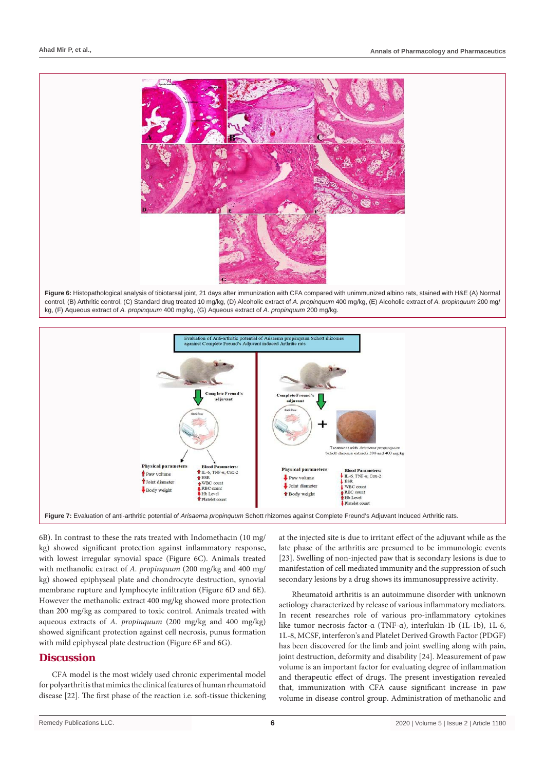**Figure 6:** Histopathological analysis of tibiotarsal joint, 21 days after immunization with CFA compared with unimmunized albino rats, stained with H&E (A) Normal control, (B) Arthritic control, (C) Standard drug treated 10 mg/kg, (D) Alcoholic extract of *A. propinquum* 400 mg/kg, (E) Alcoholic extract of *A. propinquum* 200 mg/kg, (F) Aqueous extract of *A. propinquum* 400 mg/kg, (G) Aqueous extract of *A. propinquum* 200 mg/kg.

**Figure 7:** Evaluation of anti-arthritic potential of *Arisaema propinquum* Schott rhizomes against Complete Freund's Adjuvant Induced Arthritic rats.

6B). In contrast to these the rats treated with Indomethacin (10 mg/kg) showed significant protection against inflammatory response, with lowest irregular synovial space (Figure 6C). Animals treated with methanolic extract of *A. propinquum* (200 mg/kg and 400 mg/kg) showed epiphyseal plate and chondrocyte destruction, synovial membrane rupture and lymphocyte infiltration (Figure 6D and 6E). However the methanolic extract 400 mg/kg showed more protection than 200 mg/kg as compared to toxic control. Animals treated with aqueous extracts of *A. propinquum* (200 mg/kg and 400 mg/kg) showed significant protection against cell necrosis, punus formation with mild epiphyseal plate destruction (Figure 6F and 6G).

## Discussion

CFA model is the most widely used chronic experimental model for polyarthritis that mimics the clinical features of human rheumatoid disease [22]. The first phase of the reaction i.e. soft-tissue thickening at the injected site is due to irritant effect of the adjuvant while as the late phase of the arthritis are presumed to be immunologic events [23]. Swelling of non-injected paw that is secondary lesions is due to manifestation of cell mediated immunity and the suppression of such secondary lesions by a drug shows its immunosuppressive activity.

Rheumatoid arthritis is an autoimmune disorder with unknown aetiology characterized by release of various inflammatory mediators. In recent researches role of various pro-inflammatory cytokines like tumor necrosis factor-α (TNF-α), interlukin-1b (1L-1b), 1L-6, 1L-8, MCSF, interferon's and Platelet Derived Growth Factor (PDGF) has been discovered for the limb and joint swelling along with pain, joint destruction, deformity and disability [24]. Measurement of paw volume is an important factor for evaluating degree of inflammation and therapeutic effect of drugs. The present investigation revealed that, immunization with CFA cause significant increase in paw volume in disease control group. Administration of methanolic and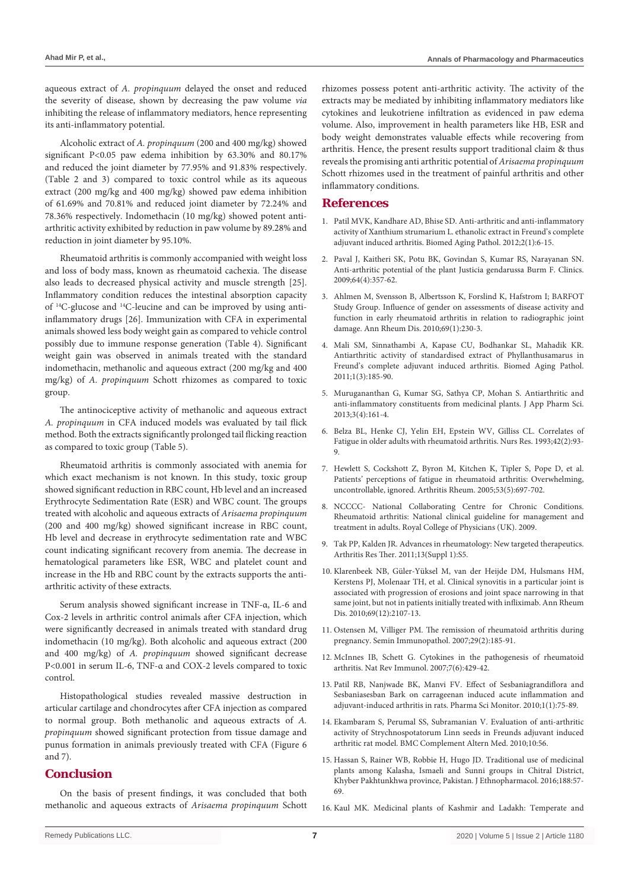aqueous extract of *A. propinquum* delayed the onset and reduced the severity of disease, shown by decreasing the paw volume *via* inhibiting the release of inflammatory mediators, hence representing its anti-inflammatory potential.

Alcoholic extract of *A. propinquum* (200 and 400 mg/kg) showed significant P<0.05 paw edema inhibition by 63.30% and 80.17% and reduced the joint diameter by 77.95% and 91.83% respectively. (Table 2 and 3) compared to toxic control while as its aqueous extract (200 mg/kg and 400 mg/kg) showed paw edema inhibition of 61.69% and 70.81% and reduced joint diameter by 72.24% and 78.36% respectively. Indomethacin (10 mg/kg) showed potent anti-arthritic activity exhibited by reduction in paw volume by 89.28% and reduction in joint diameter by 95.10%.

Rheumatoid arthritis is commonly accompanied with weight loss and loss of body mass, known as rheumatoid cachexia. The disease also leads to decreased physical activity and muscle strength [25]. Inflammatory condition reduces the intestinal absorption capacity of $^{14}$C-glucose and $^{14}$C-leucine and can be improved by using anti-inflammatory drugs [26]. Immunization with CFA in experimental animals showed less body weight gain as compared to vehicle control possibly due to immune response generation (Table 4). Significant weight gain was observed in animals treated with the standard indomethacin, methanolic and aqueous extract (200 mg/kg and 400 mg/kg) of *A. propinquum* Schott rhizomes as compared to toxic group.

The antinociceptive activity of methanolic and aqueous extract *A. propinquum* in CFA induced models was evaluated by tail flick method. Both the extracts significantly prolonged tail flicking reaction as compared to toxic group (Table 5).

Rheumatoid arthritis is commonly associated with anemia for which exact mechanism is not known. In this study, toxic group showed significant reduction in RBC count, Hb level and an increased Erythrocyte Sedimentation Rate (ESR) and WBC count. The groups treated with alcoholic and aqueous extracts of *Arisaema propinquum* (200 and 400 mg/kg) showed significant increase in RBC count, Hb level and decrease in erythrocyte sedimentation rate and WBC count indicating significant recovery from anemia. The decrease in hematological parameters like ESR, WBC and platelet count and increase in the Hb and RBC count by the extracts supports the anti-arthritic activity of these extracts.

Serum analysis showed significant increase in TNF-α, IL-6 and Cox-2 levels in arthritic control animals after CFA injection, which were significantly decreased in animals treated with standard drug indomethacin (10 mg/kg). Both alcoholic and aqueous extract (200 and 400 mg/kg) of *A. propinquum* showed significant decrease P<0.001 in serum IL-6, TNF-α and COX-2 levels compared to toxic control.

Histopathological studies revealed massive destruction in articular cartilage and chondrocytes after CFA injection as compared to normal group. Both methanolic and aqueous extracts of *A. propinquum* showed significant protection from tissue damage and punus formation in animals previously treated with CFA (Figure 6 and 7).

## Conclusion

On the basis of present findings, it was concluded that both methanolic and aqueous extracts of *Arisaema propinquum* Schott rhizomes possess potent anti-arthritic activity. The activity of the extracts may be mediated by inhibiting inflammatory mediators like cytokines and leukotriene infiltration as evidenced in paw edema volume. Also, improvement in health parameters like HB, ESR and body weight demonstrates valuable effects while recovering from arthritis. Hence, the present results support traditional claim & thus reveals the promising anti arthritic potential of *Arisaema propinquum* Schott rhizomes used in the treatment of painful arthritis and other inflammatory conditions.

## References

1. Patil MVK, Kandhare AD, Bhise SD. Anti-arthritic and anti-inflammatory activity of Xanthium strumarium L. ethanolic extract in Freund's complete adjuvant induced arthritis. Biomed Aging Pathol. 2012;2(1):6-15.
2. Paval J, Kaitheri SK, Potu BK, Govindan S, Kumar RS, Narayanan SN. Anti-arthritic potential of the plant Justicia gendarussa Burm F. Clinics. 2009;64(4):357-62.
3. Ahlmen M, Svensson B, Albertsson K, Forslind K, Hafstrom I; BARFOT Study Group. Influence of gender on assessments of disease activity and function in early rheumatoid arthritis in relation to radiographic joint damage. Ann Rheum Dis. 2010;69(1):230-3.
4. Mali SM, Sinnathambi A, Kapase CU, Bodhankar SL, Mahadik KR. Antiarthritic activity of standardised extract of Phyllanthusamarus in Freund's complete adjuvant induced arthritis. Biomed Aging Pathol. 2011;1(3):185-90.
5. Murugananthan G, Kumar SG, Sathya CP, Mohan S. Antiarthritic and anti-inflammatory constituents from medicinal plants. J App Pharm Sci. 2013;3(4):161-4.
6. Belza BL, Henke CJ, Yelin EH, Epstein WV, Gilliss CL. Correlates of Fatigue in older adults with rheumatoid arthritis. Nurs Res. 1993;42(2):93-9.
7. Hewlett S, Cockshott Z, Byron M, Kitchen K, Tipler S, Pope D, et al. Patients' perceptions of fatigue in rheumatoid arthritis: Overwhelming, uncontrollable, ignored. Arthritis Rheum. 2005;53(5):697-702.
8. NCCCC- National Collaborating Centre for Chronic Conditions. Rheumatoid arthritis: National clinical guideline for management and treatment in adults. Royal College of Physicians (UK). 2009.
9. Tak PP, Kalden JR. Advances in rheumatology: New targeted therapeutics. Arthritis Res Ther. 2011;13(Suppl 1):S5.
10. Klarenbeek NB, Güler-Yüksel M, van der Heijde DM, Hulsmans HM, Kerstens PJ, Molenaar TH, et al. Clinical synovitis in a particular joint is associated with progression of erosions and joint space narrowing in that same joint, but not in patients initially treated with infliximab. Ann Rheum Dis. 2010;69(12):2107-13.
11. Ostensen M, Villiger PM. The remission of rheumatoid arthritis during pregnancy. Semin Immunopathol. 2007;29(2):185-91.
12. McInnes IB, Schett G. Cytokines in the pathogenesis of rheumatoid arthritis. Nat Rev Immunol. 2007;7(6):429-42.
13. Patil RB, Nanjwade BK, Manvi FV. Effect of Sesbaniagrandiflora and Sesbaniasesban Bark on carrageenan induced acute inflammation and adjuvant-induced arthritis in rats. Pharma Sci Monitor. 2010;1(1):75-89.
14. Ekambaram S, Perumal SS, Subramanian V. Evaluation of anti-arthritic activity of Strychnospotatorum Linn seeds in Freunds adjuvant induced arthritic rat model. BMC Complement Altern Med. 2010;10:56.
15. Hassan S, Rainer WB, Robbie H, Hugo JD. Traditional use of medicinal plants among Kalasha, Ismaeli and Sunni groups in Chitral District, Khyber Pakhtunkhwa province, Pakistan. J Ethnopharmacol. 2016;188:57-69.
16. Kaul MK. Medicinal plants of Kashmir and Ladakh: Temperate and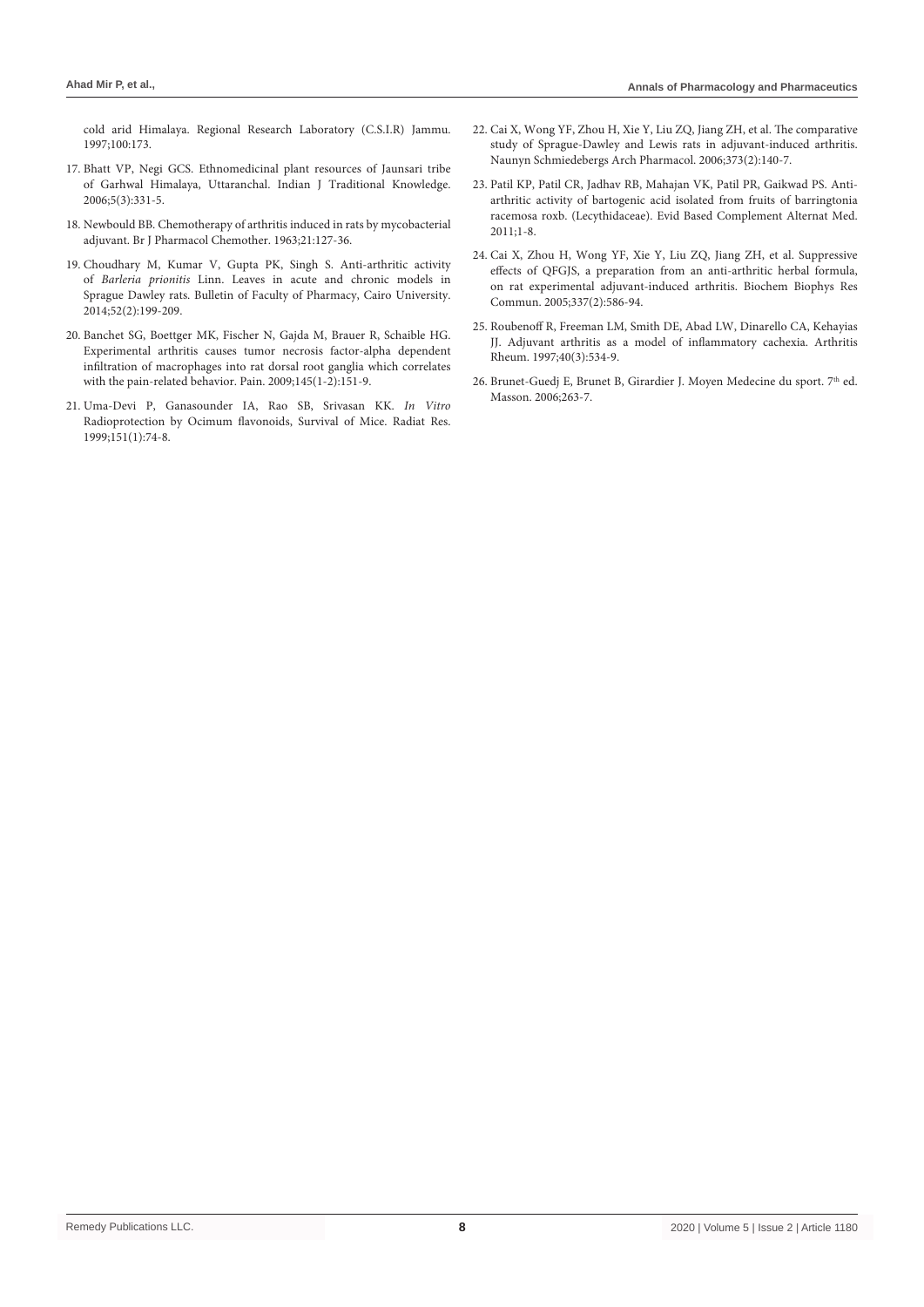cold arid Himalaya. Regional Research Laboratory (C.S.I.R) Jammu. 1997;100:173.

17. Bhatt VP, Negi GCS. Ethnomedicinal plant resources of Jaunsari tribe of Garhwal Himalaya, Uttaranchal. Indian J Traditional Knowledge. 2006;5(3):331-5.

18. Newbould BB. Chemotherapy of arthritis induced in rats by mycobacterial adjuvant. Br J Pharmacol Chemother. 1963;21:127-36.

19. Choudhary M, Kumar V, Gupta PK, Singh S. Anti-arthritic activity of *Barleria prionitis* Linn. Leaves in acute and chronic models in Sprague Dawley rats. Bulletin of Faculty of Pharmacy, Cairo University. 2014;52(2):199-209.

20. Banchet SG, Boettger MK, Fischer N, Gajda M, Brauer R, Schaible HG. Experimental arthritis causes tumor necrosis factor-alpha dependent infiltration of macrophages into rat dorsal root ganglia which correlates with the pain-related behavior. Pain. 2009;145(1-2):151-9.

21. Uma-Devi P, Ganasounder IA, Rao SB, Srivasan KK. *In Vitro* Radioprotection by Ocimum flavonoids, Survival of Mice. Radiat Res. 1999;151(1):74-8.

22. Cai X, Wong YF, Zhou H, Xie Y, Liu ZQ, Jiang ZH, et al. The comparative study of Sprague-Dawley and Lewis rats in adjuvant-induced arthritis. Naunyn Schmiedebergs Arch Pharmacol. 2006;373(2):140-7.

23. Patil KP, Patil CR, Jadhav RB, Mahajan VK, Patil PR, Gaikwad PS. Anti-arthritic activity of bartogenic acid isolated from fruits of barringtonia racemosa roxb. (Lecythidaceae). Evid Based Complement Alternat Med. 2011;1-8.

24. Cai X, Zhou H, Wong YF, Xie Y, Liu ZQ, Jiang ZH, et al. Suppressive effects of QFGJS, a preparation from an anti-arthritic herbal formula, on rat experimental adjuvant-induced arthritis. Biochem Biophys Res Commun. 2005;337(2):586-94.

25. Roubenoff R, Freeman LM, Smith DE, Abad LW, Dinarello CA, Kehayias JJ. Adjuvant arthritis as a model of inflammatory cachexia. Arthritis Rheum. 1997;40(3):534-9.

26. Brunet-Guedj E, Brunet B, Girardier J. Moyen Medecine du sport. 7th ed. Masson. 2006;263-7.